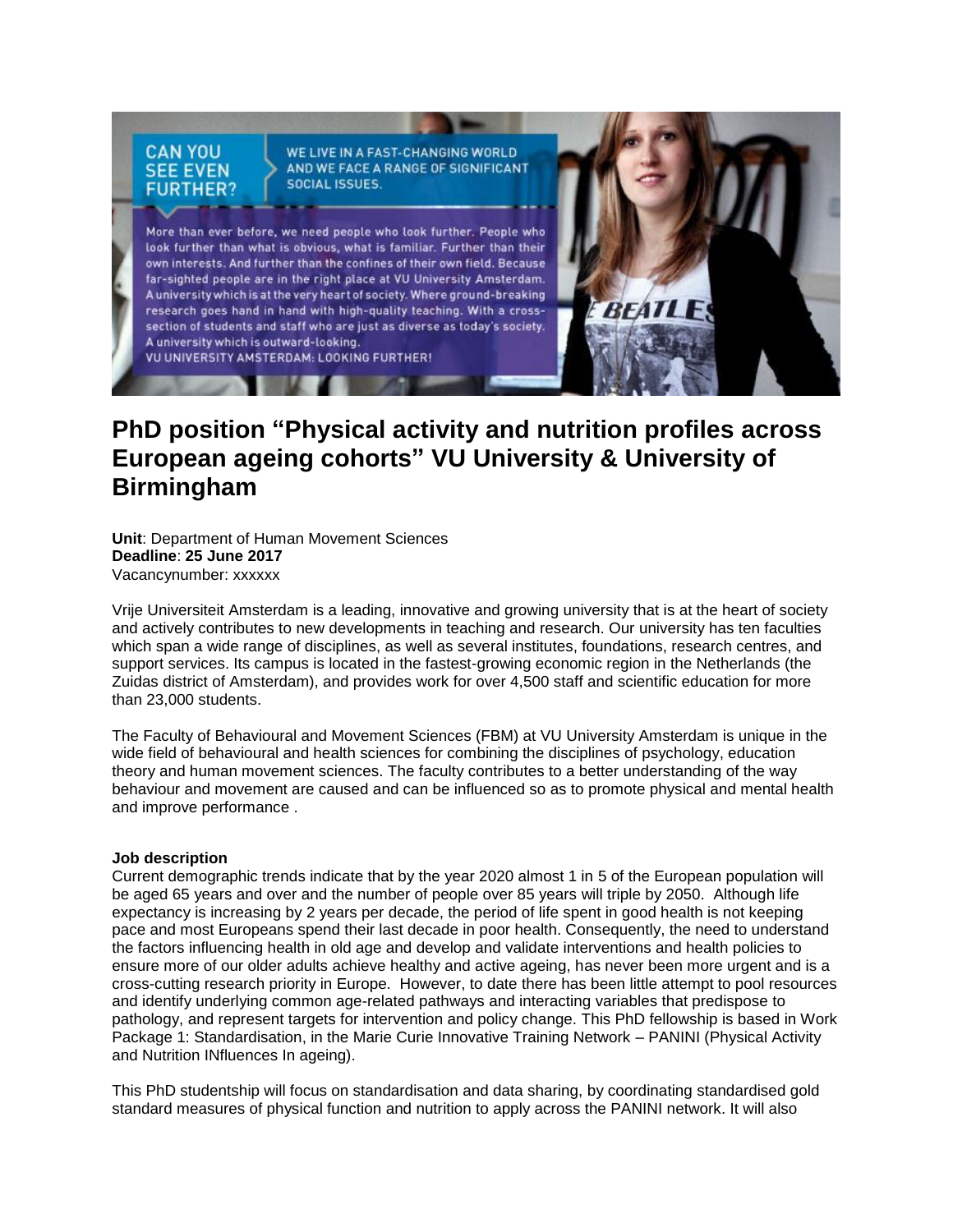CAN YOU SEE EVEN FURTHER?

WE LIVE IN A FAST-CHANGING WORLD AND WE FACE A RANGE OF SIGNIFICANT SOCIAL ISSUES.

More than ever before, we need people who look further. People who look further than what is obvious, what is familiar. Further than their own interests. And further than the confines of their own field. Because far-sighted people are in the right place at VU University Amsterdam. A university which is at the very heart of society. Where ground-breaking research goes hand in hand with high-quality teaching. With a cross-section of students and staff who are just as diverse as today's society. A university which is outward-looking.
VU UNIVERSITY AMSTERDAM: LOOKING FURTHER!

# PhD position "Physical activity and nutrition profiles across European ageing cohorts" VU University & University of Birmingham

**Unit**: Department of Human Movement Sciences
**Deadline**: **25 June 2017**
Vacancynumber: xxxxxx

Vrije Universiteit Amsterdam is a leading, innovative and growing university that is at the heart of society and actively contributes to new developments in teaching and research. Our university has ten faculties which span a wide range of disciplines, as well as several institutes, foundations, research centres, and support services. Its campus is located in the fastest-growing economic region in the Netherlands (the Zuidas district of Amsterdam), and provides work for over 4,500 staff and scientific education for more than 23,000 students.

The Faculty of Behavioural and Movement Sciences (FBM) at VU University Amsterdam is unique in the wide field of behavioural and health sciences for combining the disciplines of psychology, education theory and human movement sciences. The faculty contributes to a better understanding of the way behaviour and movement are caused and can be influenced so as to promote physical and mental health and improve performance .

**Job description**

Current demographic trends indicate that by the year 2020 almost 1 in 5 of the European population will be aged 65 years and over and the number of people over 85 years will triple by 2050. Although life expectancy is increasing by 2 years per decade, the period of life spent in good health is not keeping pace and most Europeans spend their last decade in poor health. Consequently, the need to understand the factors influencing health in old age and develop and validate interventions and health policies to ensure more of our older adults achieve healthy and active ageing, has never been more urgent and is a cross-cutting research priority in Europe. However, to date there has been little attempt to pool resources and identify underlying common age-related pathways and interacting variables that predispose to pathology, and represent targets for intervention and policy change. This PhD fellowship is based in Work Package 1: Standardisation, in the Marie Curie Innovative Training Network – PANINI (Physical Activity and Nutrition INfluences In ageing).

This PhD studentship will focus on standardisation and data sharing, by coordinating standardised gold standard measures of physical function and nutrition to apply across the PANINI network. It will also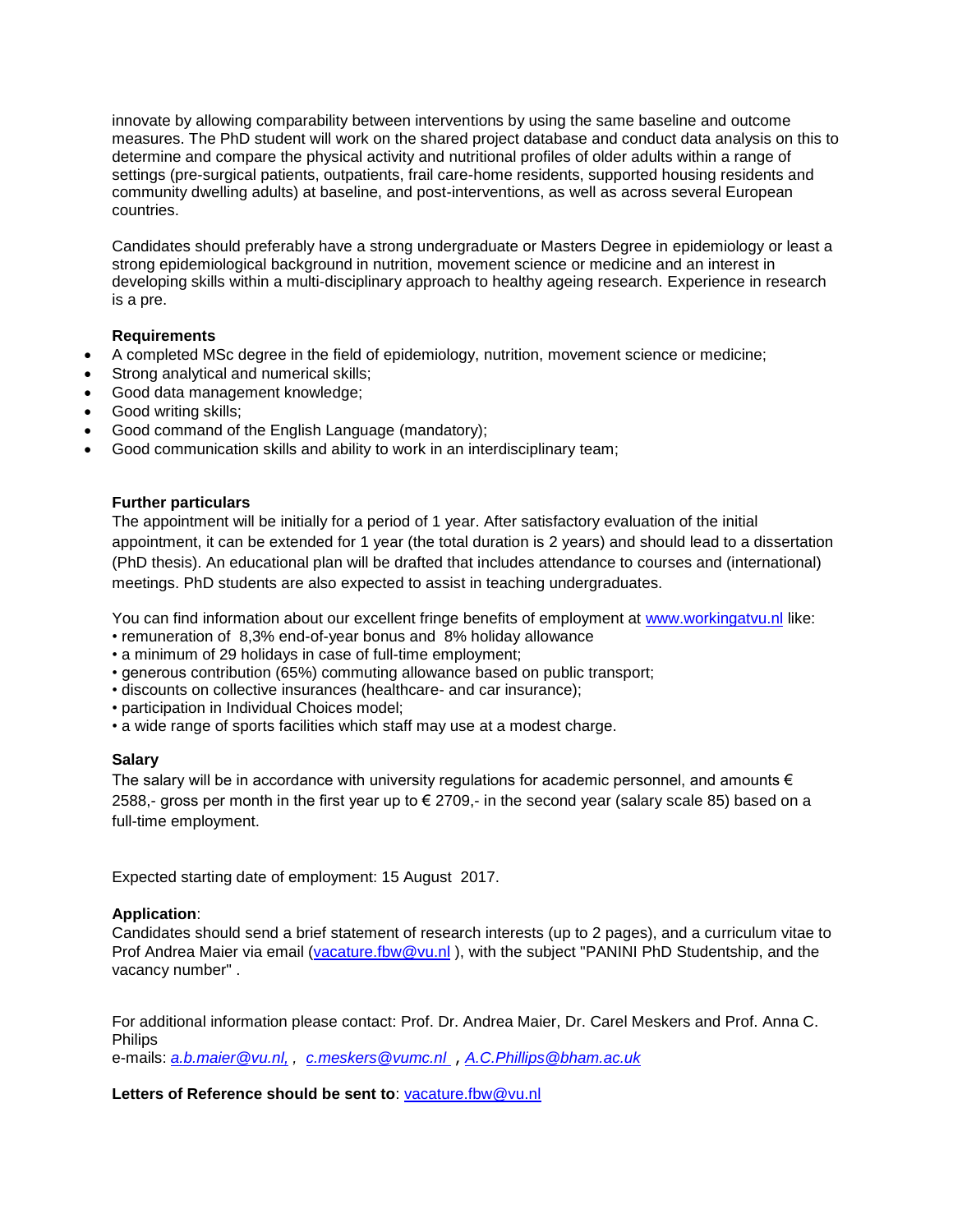innovate by allowing comparability between interventions by using the same baseline and outcome measures. The PhD student will work on the shared project database and conduct data analysis on this to determine and compare the physical activity and nutritional profiles of older adults within a range of settings (pre-surgical patients, outpatients, frail care-home residents, supported housing residents and community dwelling adults) at baseline, and post-interventions, as well as across several European countries.

Candidates should preferably have a strong undergraduate or Masters Degree in epidemiology or least a strong epidemiological background in nutrition, movement science or medicine and an interest in developing skills within a multi-disciplinary approach to healthy ageing research. Experience in research is a pre.

**Requirements**

- A completed MSc degree in the field of epidemiology, nutrition, movement science or medicine;
- Strong analytical and numerical skills;
- Good data management knowledge;
- Good writing skills;
- Good command of the English Language (mandatory);
- Good communication skills and ability to work in an interdisciplinary team;

**Further particulars**

The appointment will be initially for a period of 1 year. After satisfactory evaluation of the initial appointment, it can be extended for 1 year (the total duration is 2 years) and should lead to a dissertation (PhD thesis). An educational plan will be drafted that includes attendance to courses and (international) meetings. PhD students are also expected to assist in teaching undergraduates.

You can find information about our excellent fringe benefits of employment at www.workingatvu.nl like:

- remuneration of 8,3% end-of-year bonus and 8% holiday allowance
- a minimum of 29 holidays in case of full-time employment;
- generous contribution (65%) commuting allowance based on public transport;
- discounts on collective insurances (healthcare- and car insurance);
- participation in Individual Choices model;
- a wide range of sports facilities which staff may use at a modest charge.

**Salary**

The salary will be in accordance with university regulations for academic personnel, and amounts € 2588,- gross per month in the first year up to € 2709,- in the second year (salary scale 85) based on a full-time employment.

Expected starting date of employment: 15 August 2017.

**Application**:

Candidates should send a brief statement of research interests (up to 2 pages), and a curriculum vitae to Prof Andrea Maier via email (vacature.fbw@vu.nl ), with the subject "PANINI PhD Studentship, and the vacancy number" .

For additional information please contact: Prof. Dr. Andrea Maier, Dr. Carel Meskers and Prof. Anna C. Philips

e-mails: *a.b.maier@vu.nl,* , *c.meskers@vumc.nl* , *A.C.Phillips@bham.ac.uk*

**Letters of Reference should be sent to**: vacature.fbw@vu.nl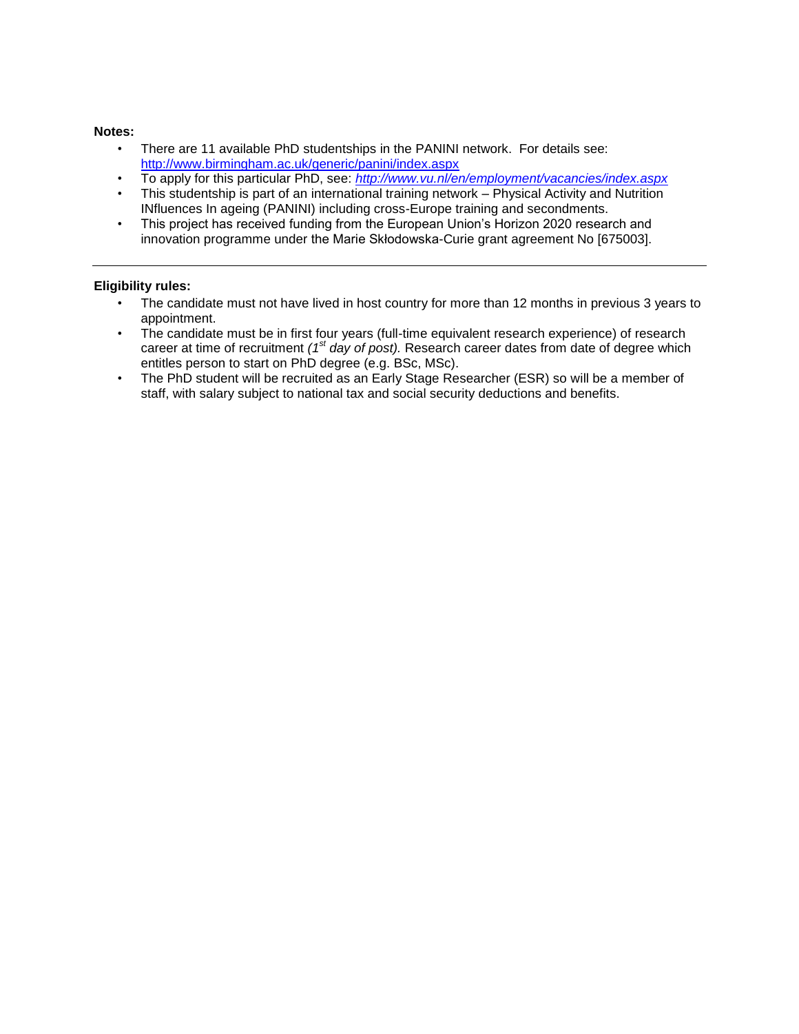**Notes:**

- There are 11 available PhD studentships in the PANINI network. For details see: http://www.birmingham.ac.uk/generic/panini/index.aspx
- To apply for this particular PhD, see: *http://www.vu.nl/en/employment/vacancies/index.aspx*
- This studentship is part of an international training network – Physical Activity and Nutrition INfluences In ageing (PANINI) including cross-Europe training and secondments.
- This project has received funding from the European Union's Horizon 2020 research and innovation programme under the Marie Skłodowska-Curie grant agreement No [675003].

---

**Eligibility rules:**

- The candidate must not have lived in host country for more than 12 months in previous 3 years to appointment.
- The candidate must be in first four years (full-time equivalent research experience) of research career at time of recruitment *(1st day of post).* Research career dates from date of degree which entitles person to start on PhD degree (e.g. BSc, MSc).
- The PhD student will be recruited as an Early Stage Researcher (ESR) so will be a member of staff, with salary subject to national tax and social security deductions and benefits.